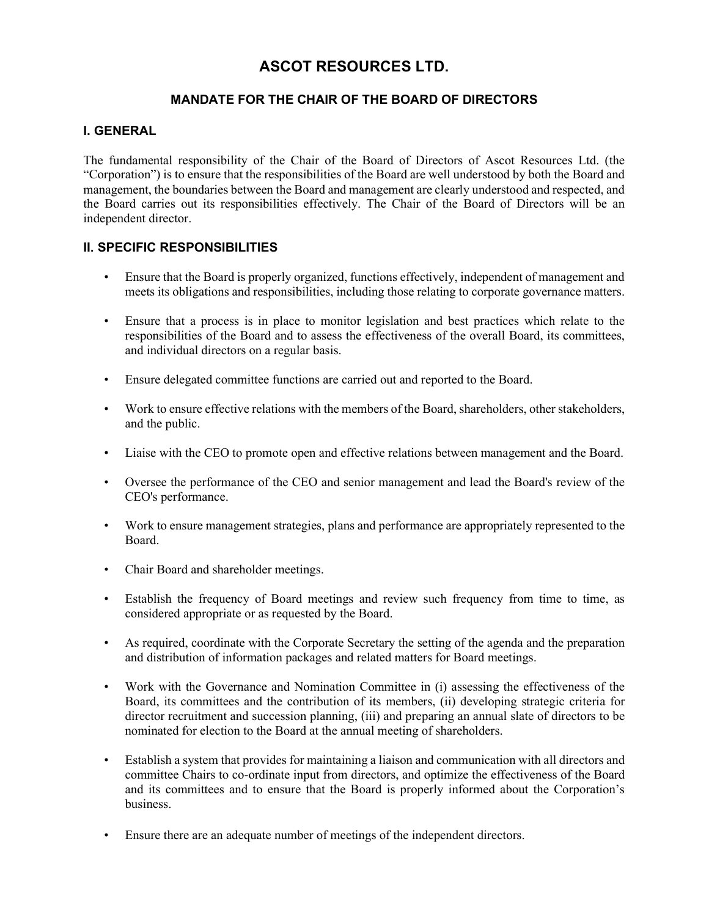# ASCOT RESOURCES LTD.

## MANDATE FOR THE CHAIR OF THE BOARD OF DIRECTORS

### I. GENERAL

The fundamental responsibility of the Chair of the Board of Directors of Ascot Resources Ltd. (the "Corporation") is to ensure that the responsibilities of the Board are well understood by both the Board and management, the boundaries between the Board and management are clearly understood and respected, and the Board carries out its responsibilities effectively. The Chair of the Board of Directors will be an independent director.

### II. SPECIFIC RESPONSIBILITIES

- Ensure that the Board is properly organized, functions effectively, independent of management and meets its obligations and responsibilities, including those relating to corporate governance matters.
- Ensure that a process is in place to monitor legislation and best practices which relate to the responsibilities of the Board and to assess the effectiveness of the overall Board, its committees, and individual directors on a regular basis.
- Ensure delegated committee functions are carried out and reported to the Board.
- Work to ensure effective relations with the members of the Board, shareholders, other stakeholders, and the public.
- Liaise with the CEO to promote open and effective relations between management and the Board.
- Oversee the performance of the CEO and senior management and lead the Board's review of the CEO's performance.
- Work to ensure management strategies, plans and performance are appropriately represented to the Board.
- Chair Board and shareholder meetings.
- Establish the frequency of Board meetings and review such frequency from time to time, as considered appropriate or as requested by the Board.
- As required, coordinate with the Corporate Secretary the setting of the agenda and the preparation and distribution of information packages and related matters for Board meetings.
- Work with the Governance and Nomination Committee in (i) assessing the effectiveness of the Board, its committees and the contribution of its members, (ii) developing strategic criteria for director recruitment and succession planning, (iii) and preparing an annual slate of directors to be nominated for election to the Board at the annual meeting of shareholders.
- Establish a system that provides for maintaining a liaison and communication with all directors and committee Chairs to co-ordinate input from directors, and optimize the effectiveness of the Board and its committees and to ensure that the Board is properly informed about the Corporation's business.
- Ensure there are an adequate number of meetings of the independent directors.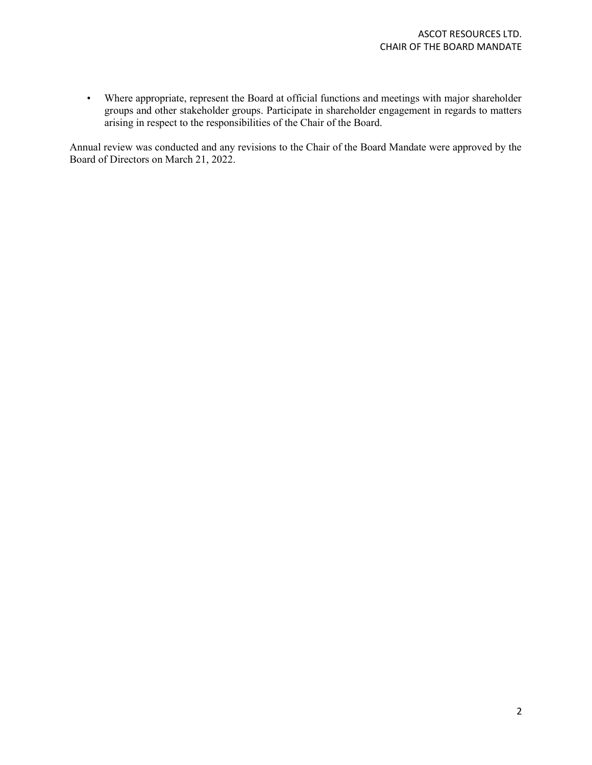- Where appropriate, represent the Board at official functions and meetings with major shareholder groups and other stakeholder groups. Participate in shareholder engagement in regards to matters arising in respect to the responsibilities of the Chair of the Board.

Annual review was conducted and any revisions to the Chair of the Board Mandate were approved by the Board of Directors on March 21, 2022.